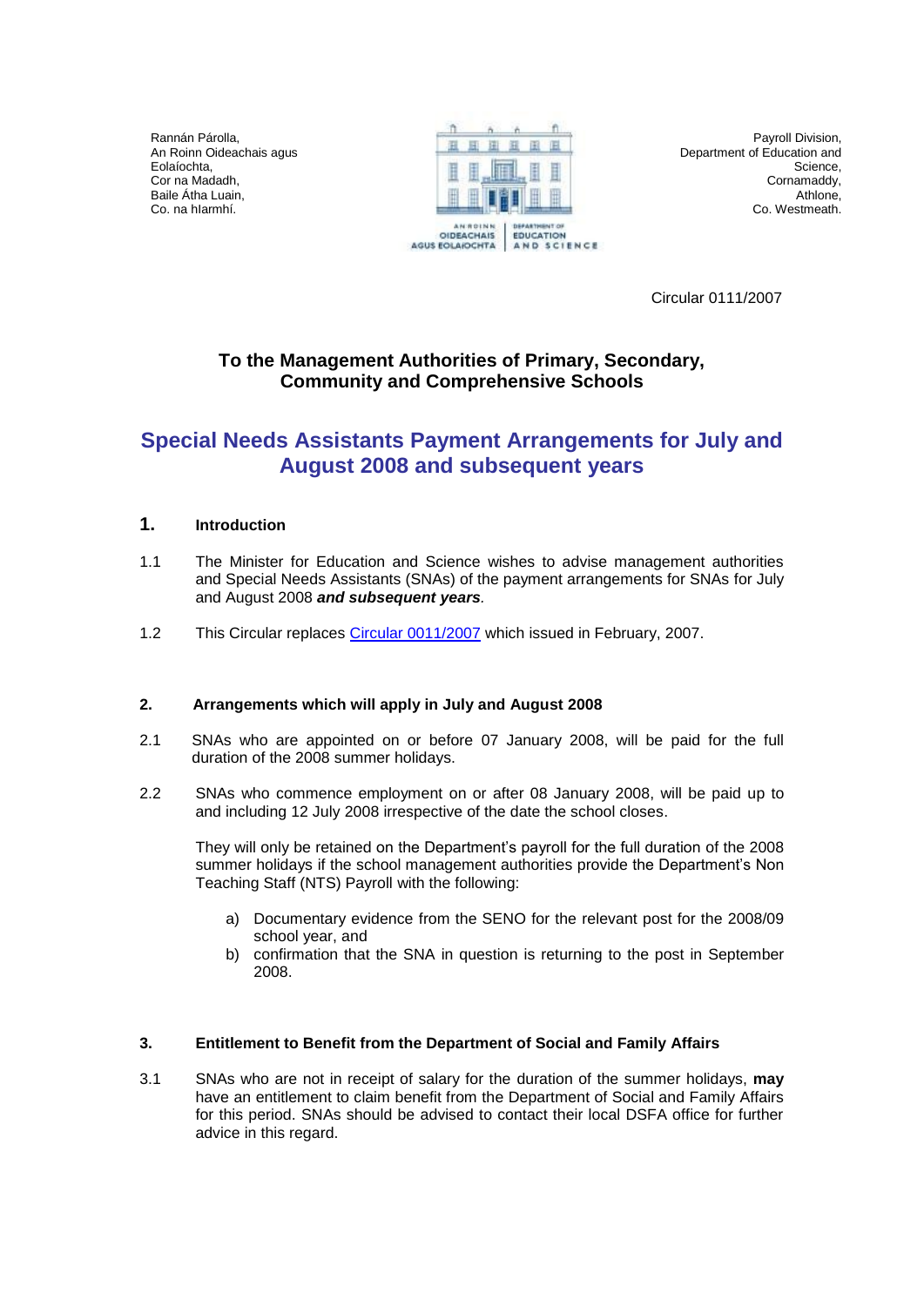Rannán Párolla,
An Roinn Oideachais agus Eolaíochta,
Cor na Madadh,
Baile Átha Luain,
Co. na hIarmhí.

Payroll Division,
Department of Education and Science,
Cornamaddy,
Athlone,
Co. Westmeath.

Circular 0111/2007

**To the Management Authorities of Primary, Secondary, Community and Comprehensive Schools**

# Special Needs Assistants Payment Arrangements for July and August 2008 and subsequent years

## 1. Introduction

1.1 The Minister for Education and Science wishes to advise management authorities and Special Needs Assistants (SNAs) of the payment arrangements for SNAs for July and August 2008 ***and subsequent years****.*

1.2 This Circular replaces Circular 0011/2007 which issued in February, 2007.

## 2. Arrangements which will apply in July and August 2008

2.1 SNAs who are appointed on or before 07 January 2008, will be paid for the full duration of the 2008 summer holidays.

2.2 SNAs who commence employment on or after 08 January 2008, will be paid up to and including 12 July 2008 irrespective of the date the school closes.

They will only be retained on the Department's payroll for the full duration of the 2008 summer holidays if the school management authorities provide the Department's Non Teaching Staff (NTS) Payroll with the following:

a) Documentary evidence from the SENO for the relevant post for the 2008/09 school year, and
b) confirmation that the SNA in question is returning to the post in September 2008.

## 3. Entitlement to Benefit from the Department of Social and Family Affairs

3.1 SNAs who are not in receipt of salary for the duration of the summer holidays, **may** have an entitlement to claim benefit from the Department of Social and Family Affairs for this period. SNAs should be advised to contact their local DSFA office for further advice in this regard.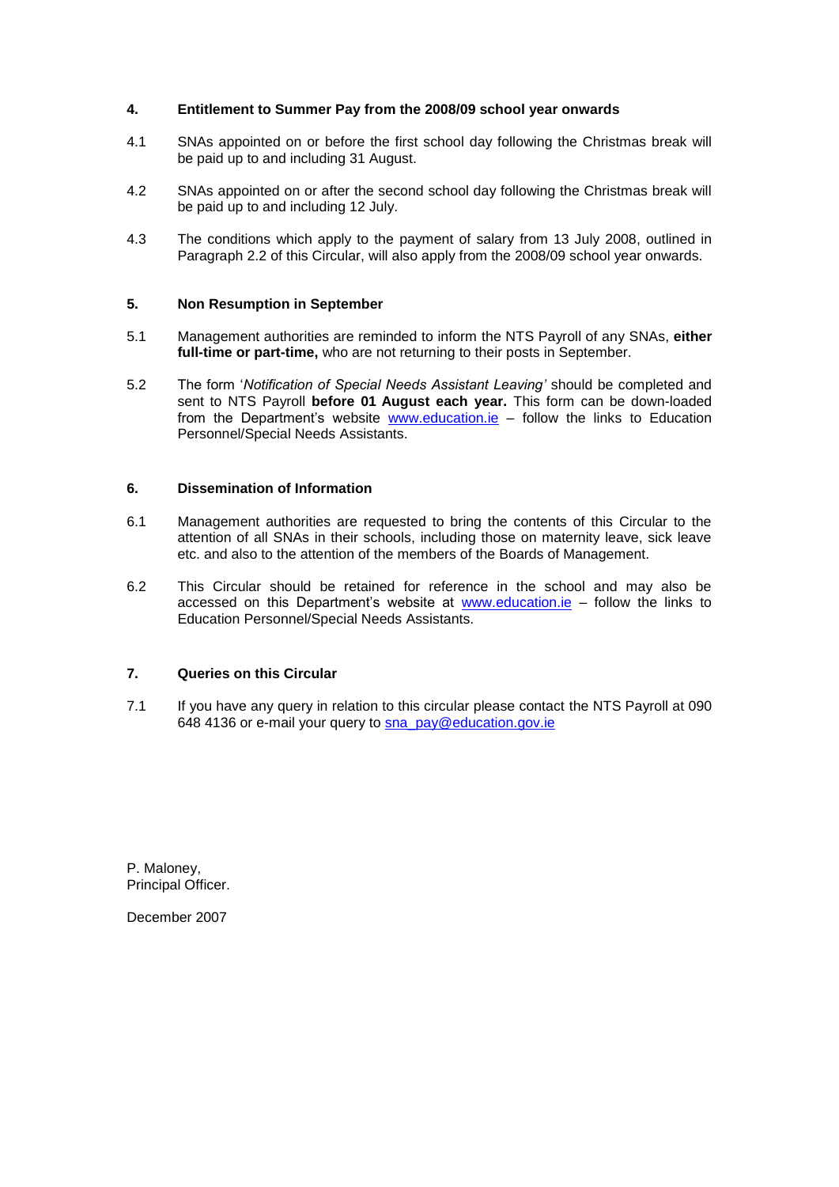## 4. Entitlement to Summer Pay from the 2008/09 school year onwards

4.1 SNAs appointed on or before the first school day following the Christmas break will be paid up to and including 31 August.

4.2 SNAs appointed on or after the second school day following the Christmas break will be paid up to and including 12 July.

4.3 The conditions which apply to the payment of salary from 13 July 2008, outlined in Paragraph 2.2 of this Circular, will also apply from the 2008/09 school year onwards.

## 5. Non Resumption in September

5.1 Management authorities are reminded to inform the NTS Payroll of any SNAs, **either full-time or part-time,** who are not returning to their posts in September.

5.2 The form '*Notification of Special Needs Assistant Leaving'* should be completed and sent to NTS Payroll **before 01 August each year.** This form can be down-loaded from the Department's website www.education.ie – follow the links to Education Personnel/Special Needs Assistants.

## 6. Dissemination of Information

6.1 Management authorities are requested to bring the contents of this Circular to the attention of all SNAs in their schools, including those on maternity leave, sick leave etc. and also to the attention of the members of the Boards of Management.

6.2 This Circular should be retained for reference in the school and may also be accessed on this Department's website at www.education.ie – follow the links to Education Personnel/Special Needs Assistants.

## 7. Queries on this Circular

7.1 If you have any query in relation to this circular please contact the NTS Payroll at 090 648 4136 or e-mail your query to sna_pay@education.gov.ie

P. Maloney,
Principal Officer.

December 2007